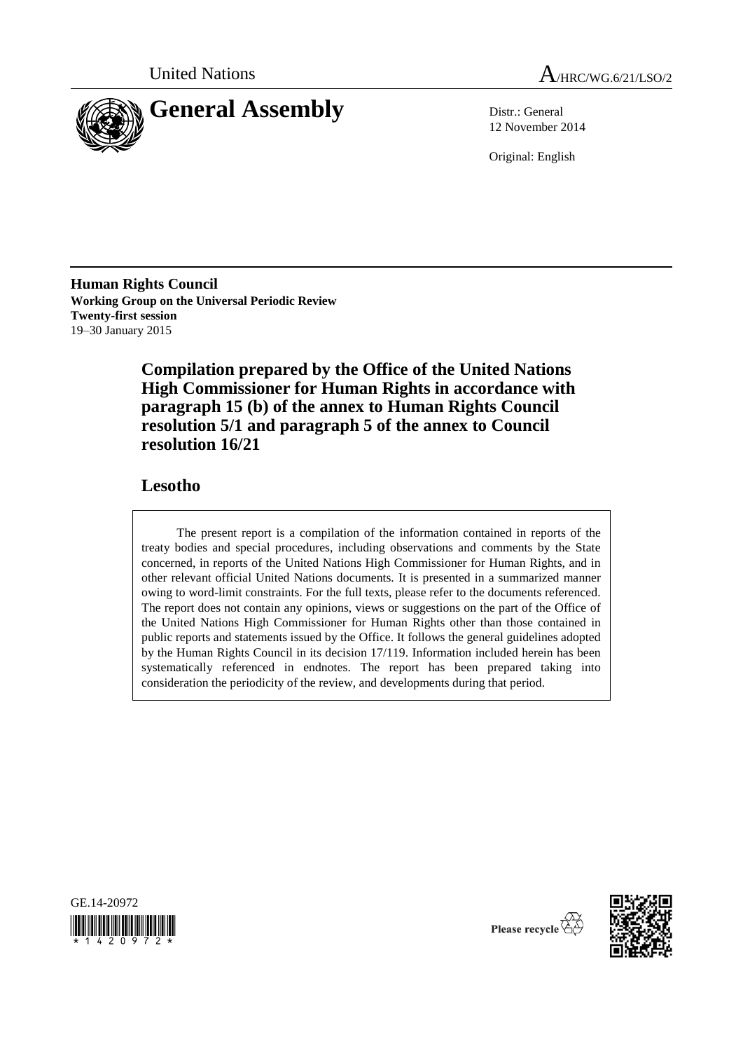United Nations

A/HRC/WG.6/21/LSO/2

# General Assembly

Distr.: General
12 November 2014

Original: English

**Human Rights Council**
**Working Group on the Universal Periodic Review**
**Twenty-first session**
19–30 January 2015

## Compilation prepared by the Office of the United Nations High Commissioner for Human Rights in accordance with paragraph 15 (b) of the annex to Human Rights Council resolution 5/1 and paragraph 5 of the annex to Council resolution 16/21

## Lesotho

The present report is a compilation of the information contained in reports of the treaty bodies and special procedures, including observations and comments by the State concerned, in reports of the United Nations High Commissioner for Human Rights, and in other relevant official United Nations documents. It is presented in a summarized manner owing to word-limit constraints. For the full texts, please refer to the documents referenced. The report does not contain any opinions, views or suggestions on the part of the Office of the United Nations High Commissioner for Human Rights other than those contained in public reports and statements issued by the Office. It follows the general guidelines adopted by the Human Rights Council in its decision 17/119. Information included herein has been systematically referenced in endnotes. The report has been prepared taking into consideration the periodicity of the review, and developments during that period.

GE.14-20972

Please recycle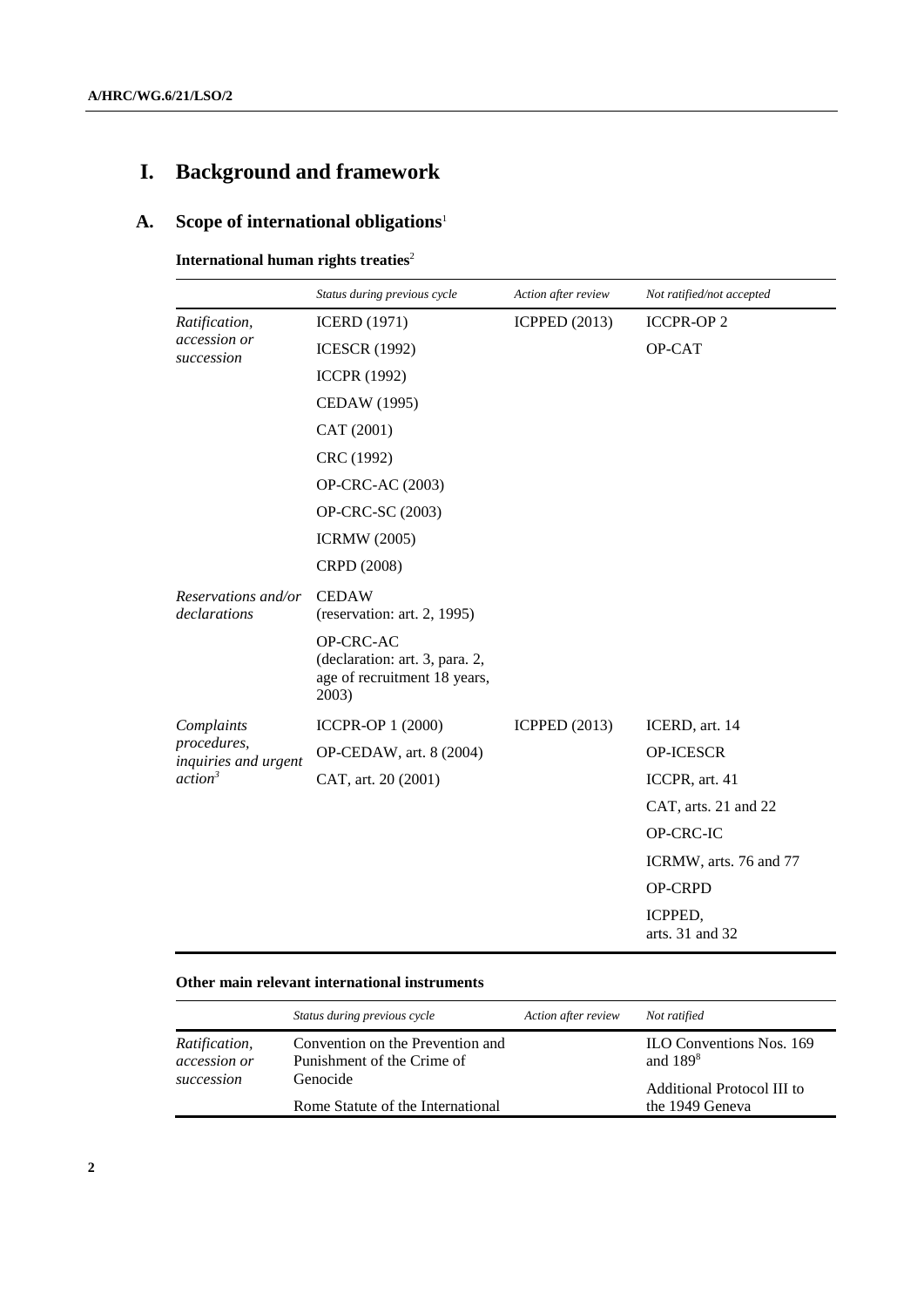# I. Background and framework

## A. Scope of international obligations[1]

**International human rights treaties**[2]

| | *Status during previous cycle* | *Action after review* | *Not ratified/not accepted* |
|---|---|---|---|
| *Ratification, accession or succession* | ICERD (1971) | ICPPED (2013) | ICCPR-OP 2 |
| | ICESCR (1992) | | OP-CAT |
| | ICCPR (1992) | | |
| | CEDAW (1995) | | |
| | CAT (2001) | | |
| | CRC (1992) | | |
| | OP-CRC-AC (2003) | | |
| | OP-CRC-SC (2003) | | |
| | ICRMW (2005) | | |
| | CRPD (2008) | | |
| *Reservations and/or declarations* | CEDAW (reservation: art. 2, 1995) | | |
| | OP-CRC-AC (declaration: art. 3, para. 2, age of recruitment 18 years, 2003) | | |
| *Complaints procedures, inquiries and urgent action*[3] | ICCPR-OP 1 (2000) | ICPPED (2013) | ICERD, art. 14 |
| | OP-CEDAW, art. 8 (2004) | | OP-ICESCR |
| | CAT, art. 20 (2001) | | ICCPR, art. 41 |
| | | | CAT, arts. 21 and 22 |
| | | | OP-CRC-IC |
| | | | ICRMW, arts. 76 and 77 |
| | | | OP-CRPD |
| | | | ICPPED, arts. 31 and 32 |

**Other main relevant international instruments**

| | *Status during previous cycle* | *Action after review* | *Not ratified* |
|---|---|---|---|
| *Ratification, accession or succession* | Convention on the Prevention and Punishment of the Crime of Genocide | | ILO Conventions Nos. 169 and 189[8] |
| | Rome Statute of the International | | Additional Protocol III to the 1949 Geneva |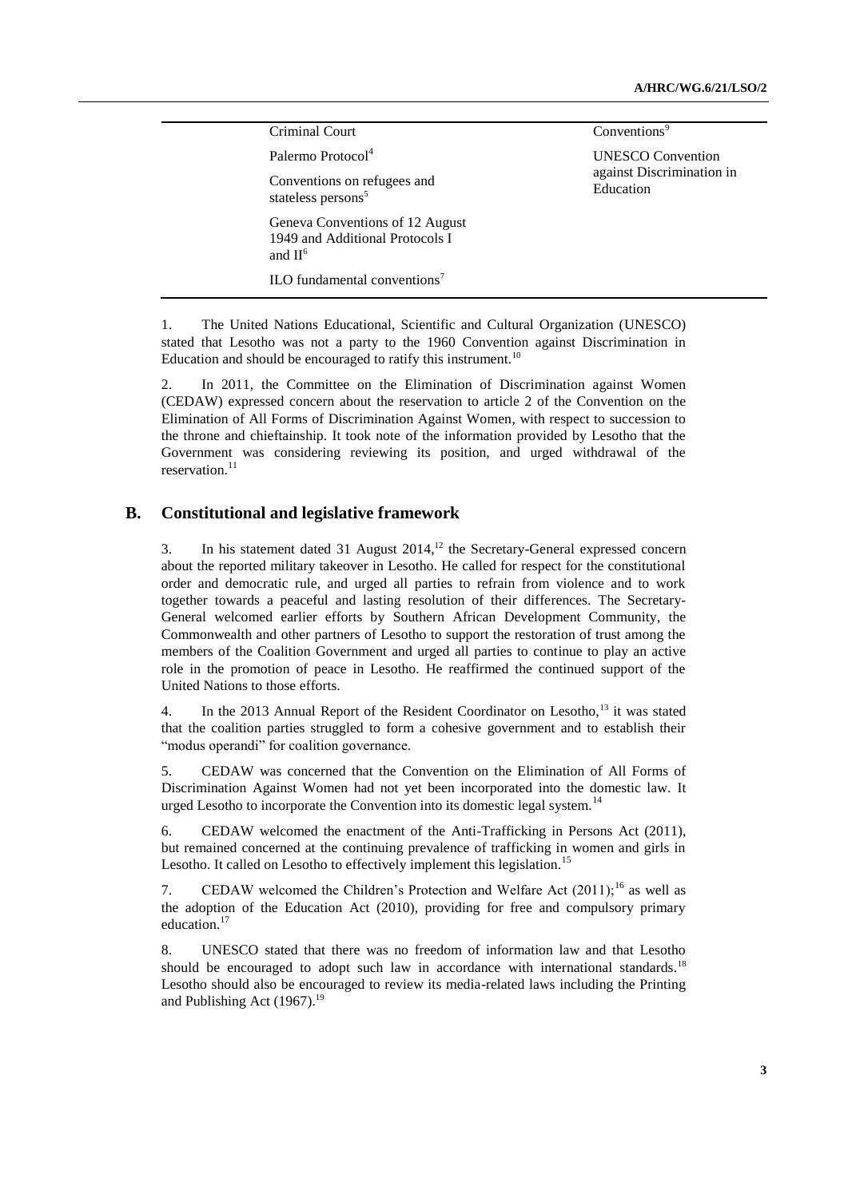| | | |
|---|---|---|
| | Criminal Court | Conventions[9] |
| | Palermo Protocol[4] | UNESCO Convention against Discrimination in Education |
| | Conventions on refugees and stateless persons[5] | |
| | Geneva Conventions of 12 August 1949 and Additional Protocols I and II[6] | |
| | ILO fundamental conventions[7] | |

1. The United Nations Educational, Scientific and Cultural Organization (UNESCO) stated that Lesotho was not a party to the 1960 Convention against Discrimination in Education and should be encouraged to ratify this instrument.[10]

2. In 2011, the Committee on the Elimination of Discrimination against Women (CEDAW) expressed concern about the reservation to article 2 of the Convention on the Elimination of All Forms of Discrimination Against Women, with respect to succession to the throne and chieftainship. It took note of the information provided by Lesotho that the Government was considering reviewing its position, and urged withdrawal of the reservation.[11]

## B. Constitutional and legislative framework

3. In his statement dated 31 August 2014,[12] the Secretary-General expressed concern about the reported military takeover in Lesotho. He called for respect for the constitutional order and democratic rule, and urged all parties to refrain from violence and to work together towards a peaceful and lasting resolution of their differences. The Secretary-General welcomed earlier efforts by Southern African Development Community, the Commonwealth and other partners of Lesotho to support the restoration of trust among the members of the Coalition Government and urged all parties to continue to play an active role in the promotion of peace in Lesotho. He reaffirmed the continued support of the United Nations to those efforts.

4. In the 2013 Annual Report of the Resident Coordinator on Lesotho,[13] it was stated that the coalition parties struggled to form a cohesive government and to establish their "modus operandi" for coalition governance.

5. CEDAW was concerned that the Convention on the Elimination of All Forms of Discrimination Against Women had not yet been incorporated into the domestic law. It urged Lesotho to incorporate the Convention into its domestic legal system.[14]

6. CEDAW welcomed the enactment of the Anti-Trafficking in Persons Act (2011), but remained concerned at the continuing prevalence of trafficking in women and girls in Lesotho. It called on Lesotho to effectively implement this legislation.[15]

7. CEDAW welcomed the Children's Protection and Welfare Act (2011);[16] as well as the adoption of the Education Act (2010), providing for free and compulsory primary education.[17]

8. UNESCO stated that there was no freedom of information law and that Lesotho should be encouraged to adopt such law in accordance with international standards.[18] Lesotho should also be encouraged to review its media-related laws including the Printing and Publishing Act (1967).[19]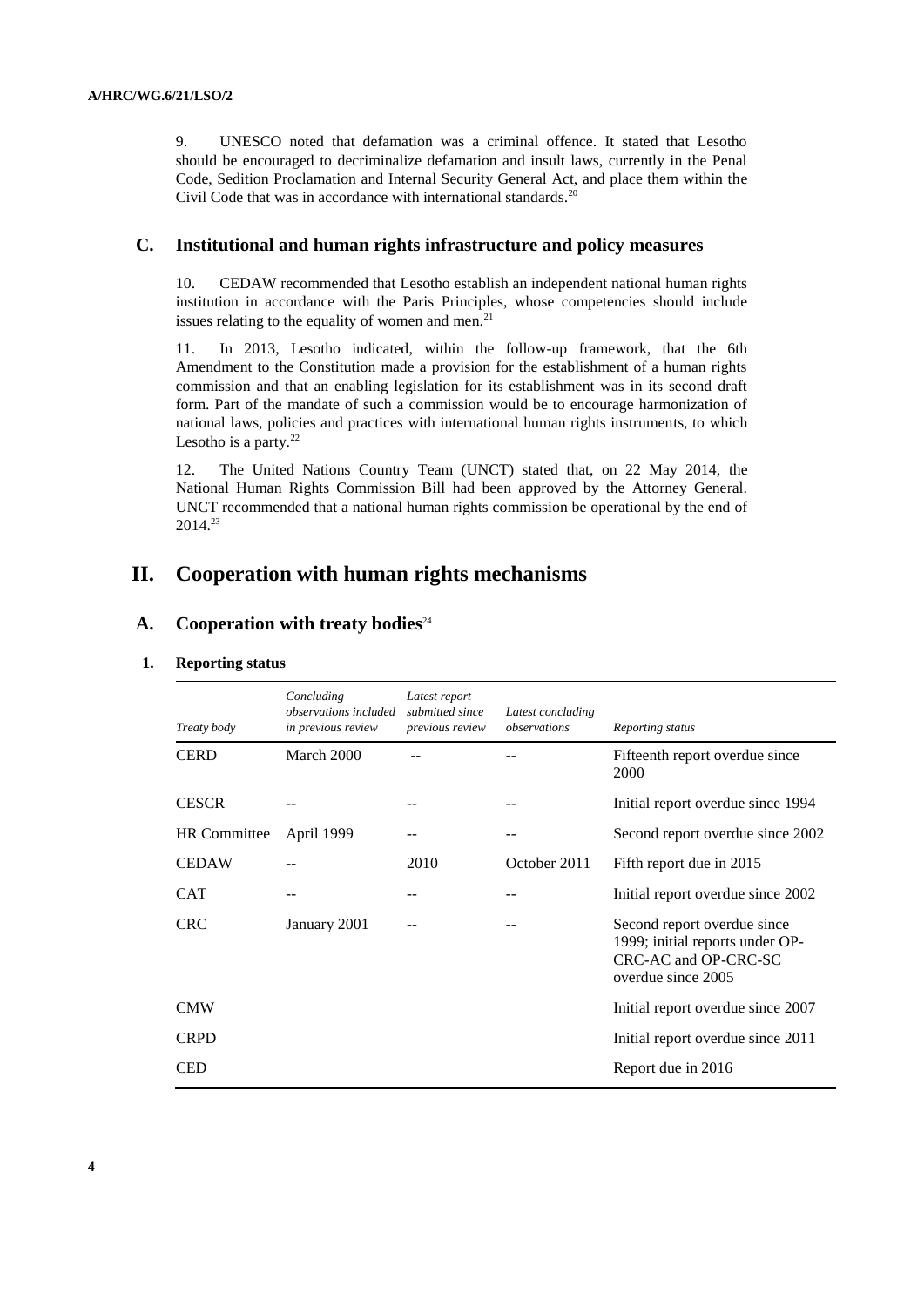9. UNESCO noted that defamation was a criminal offence. It stated that Lesotho should be encouraged to decriminalize defamation and insult laws, currently in the Penal Code, Sedition Proclamation and Internal Security General Act, and place them within the Civil Code that was in accordance with international standards.[20]

## C. Institutional and human rights infrastructure and policy measures

10. CEDAW recommended that Lesotho establish an independent national human rights institution in accordance with the Paris Principles, whose competencies should include issues relating to the equality of women and men.[21]

11. In 2013, Lesotho indicated, within the follow-up framework, that the 6th Amendment to the Constitution made a provision for the establishment of a human rights commission and that an enabling legislation for its establishment was in its second draft form. Part of the mandate of such a commission would be to encourage harmonization of national laws, policies and practices with international human rights instruments, to which Lesotho is a party.[22]

12. The United Nations Country Team (UNCT) stated that, on 22 May 2014, the National Human Rights Commission Bill had been approved by the Attorney General. UNCT recommended that a national human rights commission be operational by the end of 2014.[23]

# II. Cooperation with human rights mechanisms

## A. Cooperation with treaty bodies[24]

### 1. Reporting status

| *Treaty body* | *Concluding observations included in previous review* | *Latest report submitted since previous review* | *Latest concluding observations* | *Reporting status* |
|---|---|---|---|---|
| CERD | March 2000 | -- | -- | Fifteenth report overdue since 2000 |
| CESCR | -- | -- | -- | Initial report overdue since 1994 |
| HR Committee | April 1999 | -- | -- | Second report overdue since 2002 |
| CEDAW | -- | 2010 | October 2011 | Fifth report due in 2015 |
| CAT | -- | -- | -- | Initial report overdue since 2002 |
| CRC | January 2001 | -- | -- | Second report overdue since 1999; initial reports under OP-CRC-AC and OP-CRC-SC overdue since 2005 |
| CMW | | | | Initial report overdue since 2007 |
| CRPD | | | | Initial report overdue since 2011 |
| CED | | | | Report due in 2016 |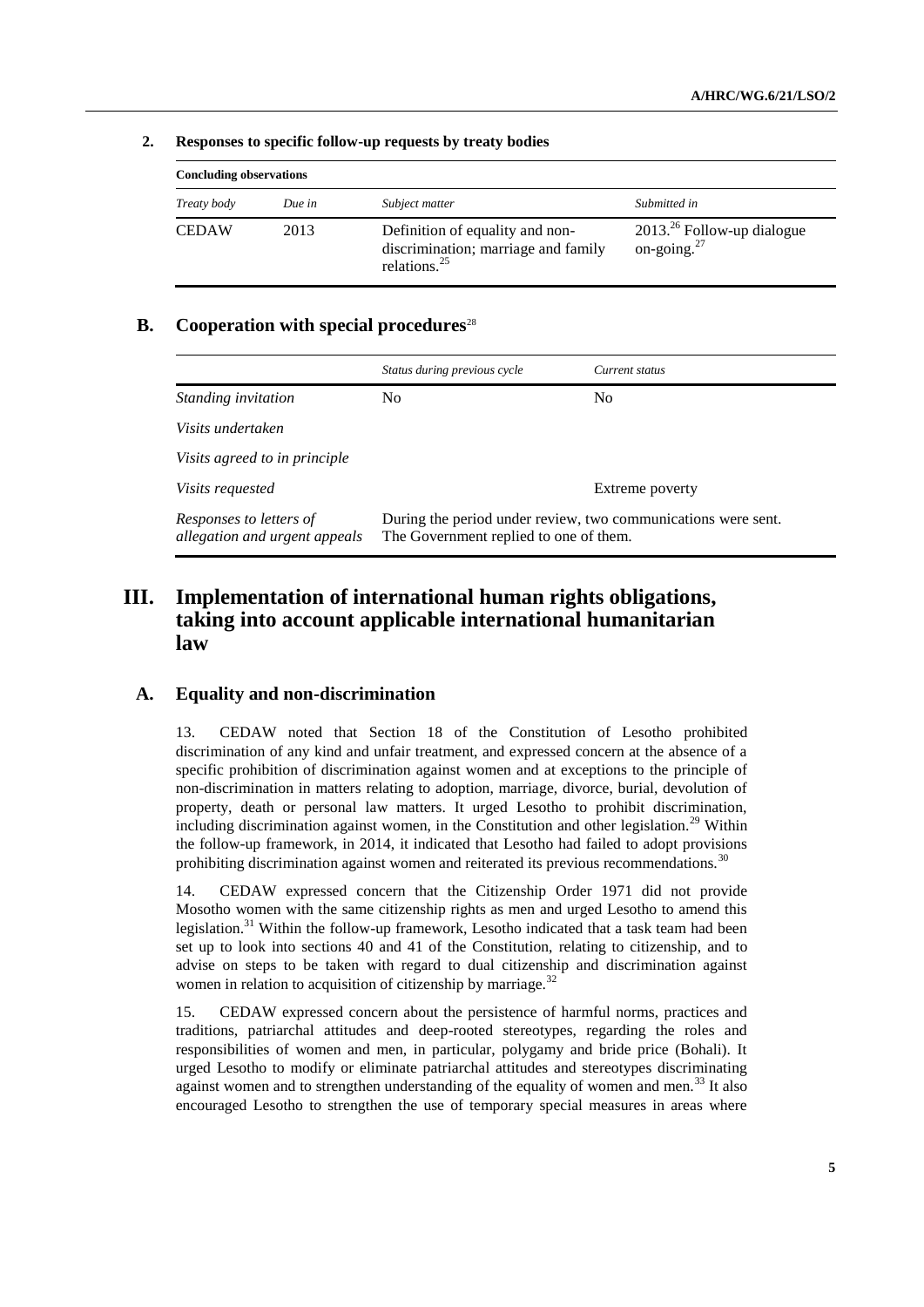## 2. Responses to specific follow-up requests by treaty bodies

**Concluding observations**

| *Treaty body* | *Due in* | *Subject matter* | *Submitted in* |
|---|---|---|---|
| CEDAW | 2013 | Definition of equality and non-discrimination; marriage and family relations.[25] | 2013.[26] Follow-up dialogue on-going.[27] |

## B. Cooperation with special procedures[28]

| | *Status during previous cycle* | *Current status* |
|---|---|---|
| *Standing invitation* | No | No |
| *Visits undertaken* | | |
| *Visits agreed to in principle* | | |
| *Visits requested* | | Extreme poverty |
| *Responses to letters of allegation and urgent appeals* | During the period under review, two communications were sent. The Government replied to one of them. | |

# III. Implementation of international human rights obligations, taking into account applicable international humanitarian law

## A. Equality and non-discrimination

13. CEDAW noted that Section 18 of the Constitution of Lesotho prohibited discrimination of any kind and unfair treatment, and expressed concern at the absence of a specific prohibition of discrimination against women and at exceptions to the principle of non-discrimination in matters relating to adoption, marriage, divorce, burial, devolution of property, death or personal law matters. It urged Lesotho to prohibit discrimination, including discrimination against women, in the Constitution and other legislation.[29] Within the follow-up framework, in 2014, it indicated that Lesotho had failed to adopt provisions prohibiting discrimination against women and reiterated its previous recommendations.[30]

14. CEDAW expressed concern that the Citizenship Order 1971 did not provide Mosotho women with the same citizenship rights as men and urged Lesotho to amend this legislation.[31] Within the follow-up framework, Lesotho indicated that a task team had been set up to look into sections 40 and 41 of the Constitution, relating to citizenship, and to advise on steps to be taken with regard to dual citizenship and discrimination against women in relation to acquisition of citizenship by marriage.[32]

15. CEDAW expressed concern about the persistence of harmful norms, practices and traditions, patriarchal attitudes and deep-rooted stereotypes, regarding the roles and responsibilities of women and men, in particular, polygamy and bride price (Bohali). It urged Lesotho to modify or eliminate patriarchal attitudes and stereotypes discriminating against women and to strengthen understanding of the equality of women and men.[33] It also encouraged Lesotho to strengthen the use of temporary special measures in areas where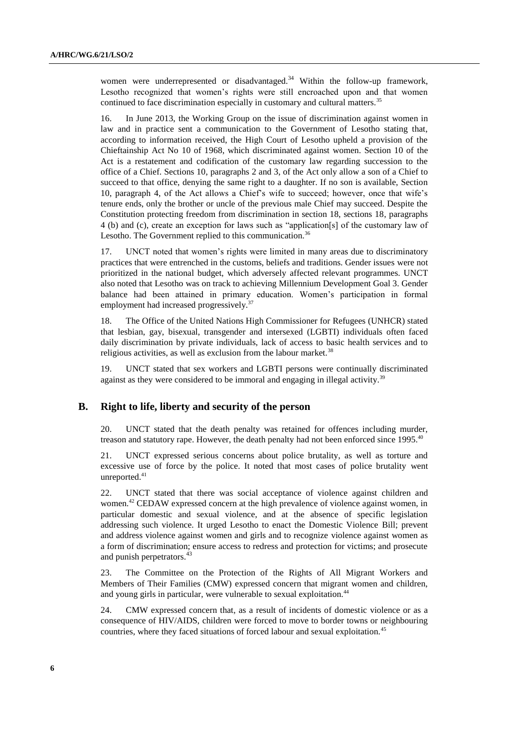women were underrepresented or disadvantaged.[34] Within the follow-up framework, Lesotho recognized that women's rights were still encroached upon and that women continued to face discrimination especially in customary and cultural matters.[35]

16. In June 2013, the Working Group on the issue of discrimination against women in law and in practice sent a communication to the Government of Lesotho stating that, according to information received, the High Court of Lesotho upheld a provision of the Chieftainship Act No 10 of 1968, which discriminated against women. Section 10 of the Act is a restatement and codification of the customary law regarding succession to the office of a Chief. Sections 10, paragraphs 2 and 3, of the Act only allow a son of a Chief to succeed to that office, denying the same right to a daughter. If no son is available, Section 10, paragraph 4, of the Act allows a Chief's wife to succeed; however, once that wife's tenure ends, only the brother or uncle of the previous male Chief may succeed. Despite the Constitution protecting freedom from discrimination in section 18, sections 18, paragraphs 4 (b) and (c), create an exception for laws such as "application[s] of the customary law of Lesotho. The Government replied to this communication.[36]

17. UNCT noted that women's rights were limited in many areas due to discriminatory practices that were entrenched in the customs, beliefs and traditions. Gender issues were not prioritized in the national budget, which adversely affected relevant programmes. UNCT also noted that Lesotho was on track to achieving Millennium Development Goal 3. Gender balance had been attained in primary education. Women's participation in formal employment had increased progressively.[37]

18. The Office of the United Nations High Commissioner for Refugees (UNHCR) stated that lesbian, gay, bisexual, transgender and intersexed (LGBTI) individuals often faced daily discrimination by private individuals, lack of access to basic health services and to religious activities, as well as exclusion from the labour market.[38]

19. UNCT stated that sex workers and LGBTI persons were continually discriminated against as they were considered to be immoral and engaging in illegal activity.[39]

## B. Right to life, liberty and security of the person

20. UNCT stated that the death penalty was retained for offences including murder, treason and statutory rape. However, the death penalty had not been enforced since 1995.[40]

21. UNCT expressed serious concerns about police brutality, as well as torture and excessive use of force by the police. It noted that most cases of police brutality went unreported.[41]

22. UNCT stated that there was social acceptance of violence against children and women.[42] CEDAW expressed concern at the high prevalence of violence against women, in particular domestic and sexual violence, and at the absence of specific legislation addressing such violence. It urged Lesotho to enact the Domestic Violence Bill; prevent and address violence against women and girls and to recognize violence against women as a form of discrimination; ensure access to redress and protection for victims; and prosecute and punish perpetrators.[43]

23. The Committee on the Protection of the Rights of All Migrant Workers and Members of Their Families (CMW) expressed concern that migrant women and children, and young girls in particular, were vulnerable to sexual exploitation.[44]

24. CMW expressed concern that, as a result of incidents of domestic violence or as a consequence of HIV/AIDS, children were forced to move to border towns or neighbouring countries, where they faced situations of forced labour and sexual exploitation.[45]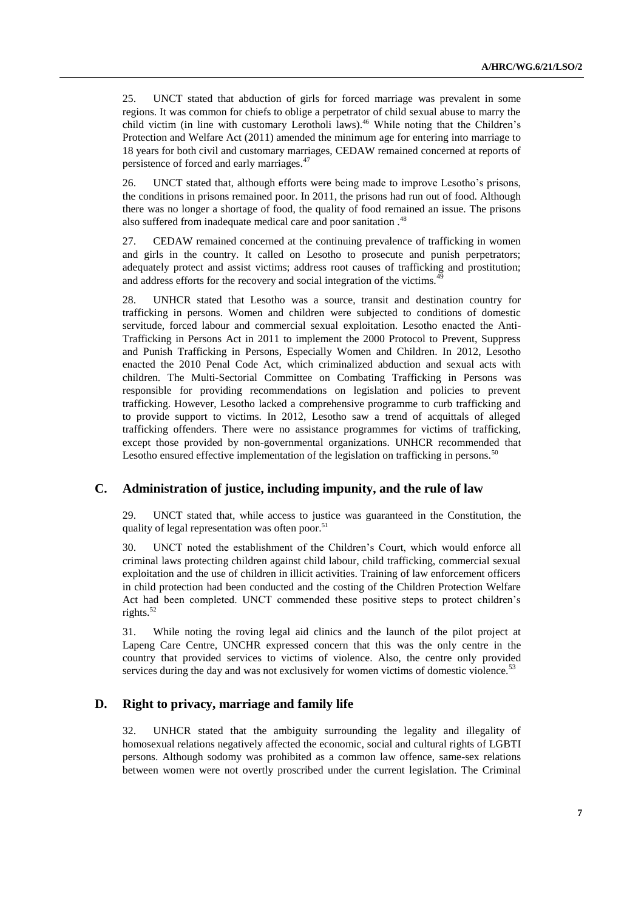25. UNCT stated that abduction of girls for forced marriage was prevalent in some regions. It was common for chiefs to oblige a perpetrator of child sexual abuse to marry the child victim (in line with customary Lerotholi laws).[46] While noting that the Children's Protection and Welfare Act (2011) amended the minimum age for entering into marriage to 18 years for both civil and customary marriages, CEDAW remained concerned at reports of persistence of forced and early marriages.[47]

26. UNCT stated that, although efforts were being made to improve Lesotho's prisons, the conditions in prisons remained poor. In 2011, the prisons had run out of food. Although there was no longer a shortage of food, the quality of food remained an issue. The prisons also suffered from inadequate medical care and poor sanitation .[48]

27. CEDAW remained concerned at the continuing prevalence of trafficking in women and girls in the country. It called on Lesotho to prosecute and punish perpetrators; adequately protect and assist victims; address root causes of trafficking and prostitution; and address efforts for the recovery and social integration of the victims.[49]

28. UNHCR stated that Lesotho was a source, transit and destination country for trafficking in persons. Women and children were subjected to conditions of domestic servitude, forced labour and commercial sexual exploitation. Lesotho enacted the Anti-Trafficking in Persons Act in 2011 to implement the 2000 Protocol to Prevent, Suppress and Punish Trafficking in Persons, Especially Women and Children. In 2012, Lesotho enacted the 2010 Penal Code Act, which criminalized abduction and sexual acts with children. The Multi-Sectorial Committee on Combating Trafficking in Persons was responsible for providing recommendations on legislation and policies to prevent trafficking. However, Lesotho lacked a comprehensive programme to curb trafficking and to provide support to victims. In 2012, Lesotho saw a trend of acquittals of alleged trafficking offenders. There were no assistance programmes for victims of trafficking, except those provided by non-governmental organizations. UNHCR recommended that Lesotho ensured effective implementation of the legislation on trafficking in persons.[50]

## C. Administration of justice, including impunity, and the rule of law

29. UNCT stated that, while access to justice was guaranteed in the Constitution, the quality of legal representation was often poor.[51]

30. UNCT noted the establishment of the Children's Court, which would enforce all criminal laws protecting children against child labour, child trafficking, commercial sexual exploitation and the use of children in illicit activities. Training of law enforcement officers in child protection had been conducted and the costing of the Children Protection Welfare Act had been completed. UNCT commended these positive steps to protect children's rights.[52]

31. While noting the roving legal aid clinics and the launch of the pilot project at Lapeng Care Centre, UNCHR expressed concern that this was the only centre in the country that provided services to victims of violence. Also, the centre only provided services during the day and was not exclusively for women victims of domestic violence.[53]

## D. Right to privacy, marriage and family life

32. UNHCR stated that the ambiguity surrounding the legality and illegality of homosexual relations negatively affected the economic, social and cultural rights of LGBTI persons. Although sodomy was prohibited as a common law offence, same-sex relations between women were not overtly proscribed under the current legislation. The Criminal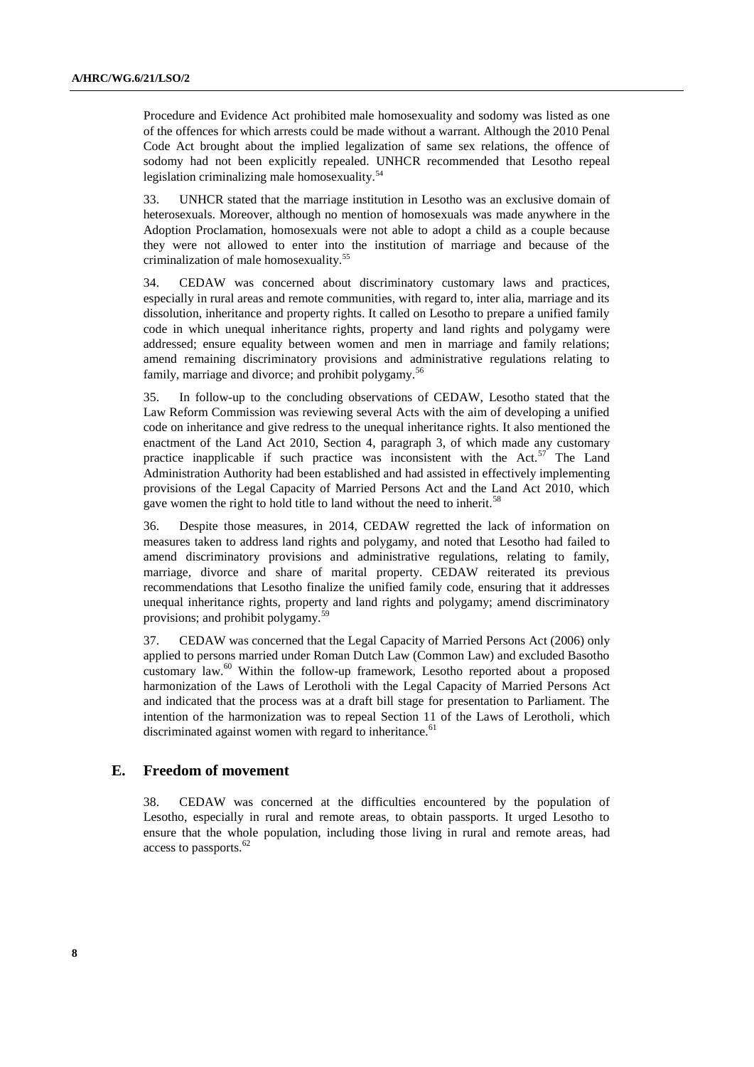Procedure and Evidence Act prohibited male homosexuality and sodomy was listed as one of the offences for which arrests could be made without a warrant. Although the 2010 Penal Code Act brought about the implied legalization of same sex relations, the offence of sodomy had not been explicitly repealed. UNHCR recommended that Lesotho repeal legislation criminalizing male homosexuality.[54]

33. UNHCR stated that the marriage institution in Lesotho was an exclusive domain of heterosexuals. Moreover, although no mention of homosexuals was made anywhere in the Adoption Proclamation, homosexuals were not able to adopt a child as a couple because they were not allowed to enter into the institution of marriage and because of the criminalization of male homosexuality.[55]

34. CEDAW was concerned about discriminatory customary laws and practices, especially in rural areas and remote communities, with regard to, inter alia, marriage and its dissolution, inheritance and property rights. It called on Lesotho to prepare a unified family code in which unequal inheritance rights, property and land rights and polygamy were addressed; ensure equality between women and men in marriage and family relations; amend remaining discriminatory provisions and administrative regulations relating to family, marriage and divorce; and prohibit polygamy.[56]

35. In follow-up to the concluding observations of CEDAW, Lesotho stated that the Law Reform Commission was reviewing several Acts with the aim of developing a unified code on inheritance and give redress to the unequal inheritance rights. It also mentioned the enactment of the Land Act 2010, Section 4, paragraph 3, of which made any customary practice inapplicable if such practice was inconsistent with the Act.[57] The Land Administration Authority had been established and had assisted in effectively implementing provisions of the Legal Capacity of Married Persons Act and the Land Act 2010, which gave women the right to hold title to land without the need to inherit.[58]

36. Despite those measures, in 2014, CEDAW regretted the lack of information on measures taken to address land rights and polygamy, and noted that Lesotho had failed to amend discriminatory provisions and administrative regulations, relating to family, marriage, divorce and share of marital property. CEDAW reiterated its previous recommendations that Lesotho finalize the unified family code, ensuring that it addresses unequal inheritance rights, property and land rights and polygamy; amend discriminatory provisions; and prohibit polygamy.[59]

37. CEDAW was concerned that the Legal Capacity of Married Persons Act (2006) only applied to persons married under Roman Dutch Law (Common Law) and excluded Basotho customary law.[60] Within the follow-up framework, Lesotho reported about a proposed harmonization of the Laws of Lerotholi with the Legal Capacity of Married Persons Act and indicated that the process was at a draft bill stage for presentation to Parliament. The intention of the harmonization was to repeal Section 11 of the Laws of Lerotholi, which discriminated against women with regard to inheritance.[61]

## E. Freedom of movement

38. CEDAW was concerned at the difficulties encountered by the population of Lesotho, especially in rural and remote areas, to obtain passports. It urged Lesotho to ensure that the whole population, including those living in rural and remote areas, had access to passports.[62]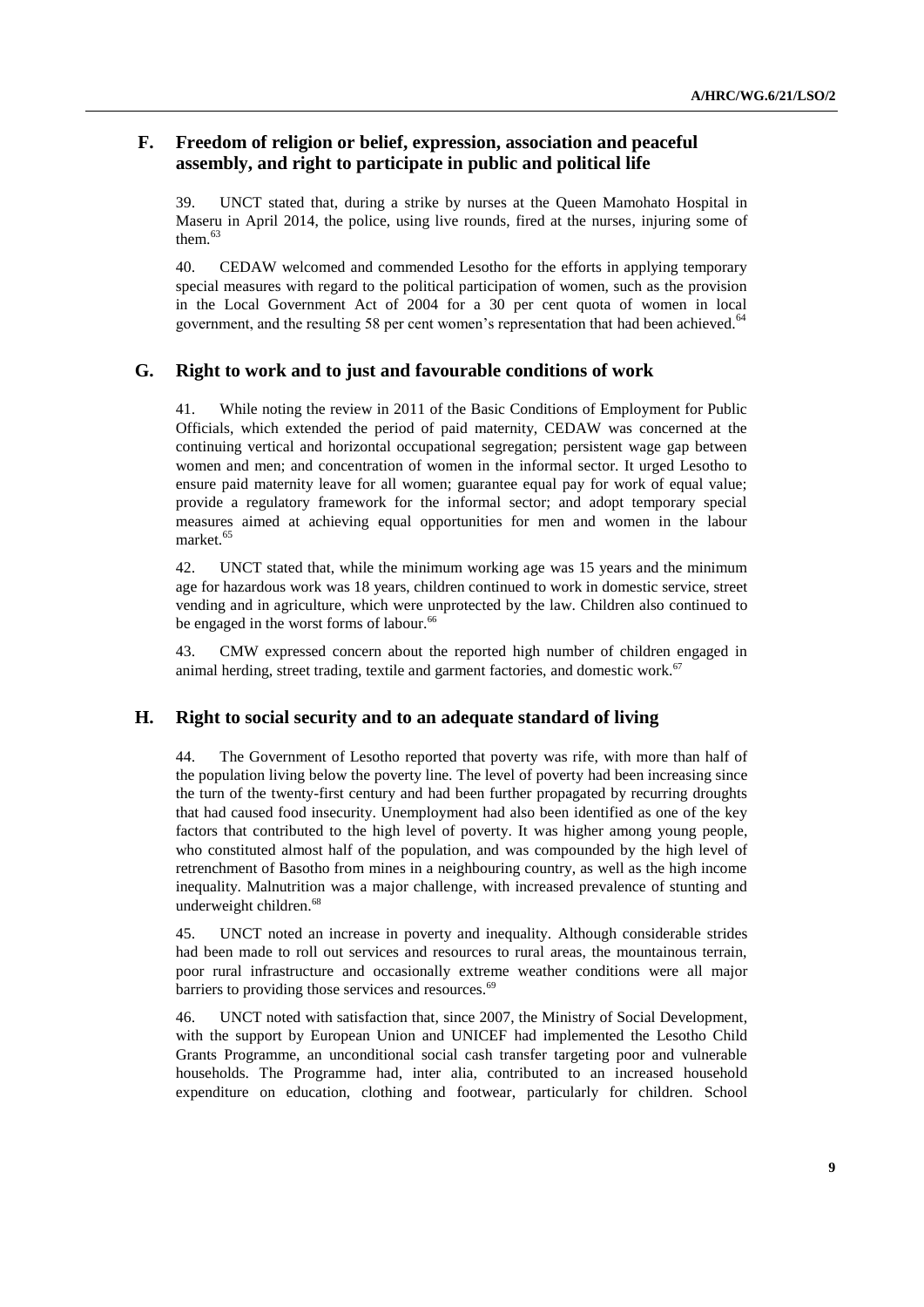## F. Freedom of religion or belief, expression, association and peaceful assembly, and right to participate in public and political life

39. UNCT stated that, during a strike by nurses at the Queen Mamohato Hospital in Maseru in April 2014, the police, using live rounds, fired at the nurses, injuring some of them.[63]

40. CEDAW welcomed and commended Lesotho for the efforts in applying temporary special measures with regard to the political participation of women, such as the provision in the Local Government Act of 2004 for a 30 per cent quota of women in local government, and the resulting 58 per cent women's representation that had been achieved.[64]

## G. Right to work and to just and favourable conditions of work

41. While noting the review in 2011 of the Basic Conditions of Employment for Public Officials, which extended the period of paid maternity, CEDAW was concerned at the continuing vertical and horizontal occupational segregation; persistent wage gap between women and men; and concentration of women in the informal sector. It urged Lesotho to ensure paid maternity leave for all women; guarantee equal pay for work of equal value; provide a regulatory framework for the informal sector; and adopt temporary special measures aimed at achieving equal opportunities for men and women in the labour market.[65]

42. UNCT stated that, while the minimum working age was 15 years and the minimum age for hazardous work was 18 years, children continued to work in domestic service, street vending and in agriculture, which were unprotected by the law. Children also continued to be engaged in the worst forms of labour.[66]

43. CMW expressed concern about the reported high number of children engaged in animal herding, street trading, textile and garment factories, and domestic work.[67]

## H. Right to social security and to an adequate standard of living

44. The Government of Lesotho reported that poverty was rife, with more than half of the population living below the poverty line. The level of poverty had been increasing since the turn of the twenty-first century and had been further propagated by recurring droughts that had caused food insecurity. Unemployment had also been identified as one of the key factors that contributed to the high level of poverty. It was higher among young people, who constituted almost half of the population, and was compounded by the high level of retrenchment of Basotho from mines in a neighbouring country, as well as the high income inequality. Malnutrition was a major challenge, with increased prevalence of stunting and underweight children.[68]

45. UNCT noted an increase in poverty and inequality. Although considerable strides had been made to roll out services and resources to rural areas, the mountainous terrain, poor rural infrastructure and occasionally extreme weather conditions were all major barriers to providing those services and resources.[69]

46. UNCT noted with satisfaction that, since 2007, the Ministry of Social Development, with the support by European Union and UNICEF had implemented the Lesotho Child Grants Programme, an unconditional social cash transfer targeting poor and vulnerable households. The Programme had, inter alia, contributed to an increased household expenditure on education, clothing and footwear, particularly for children. School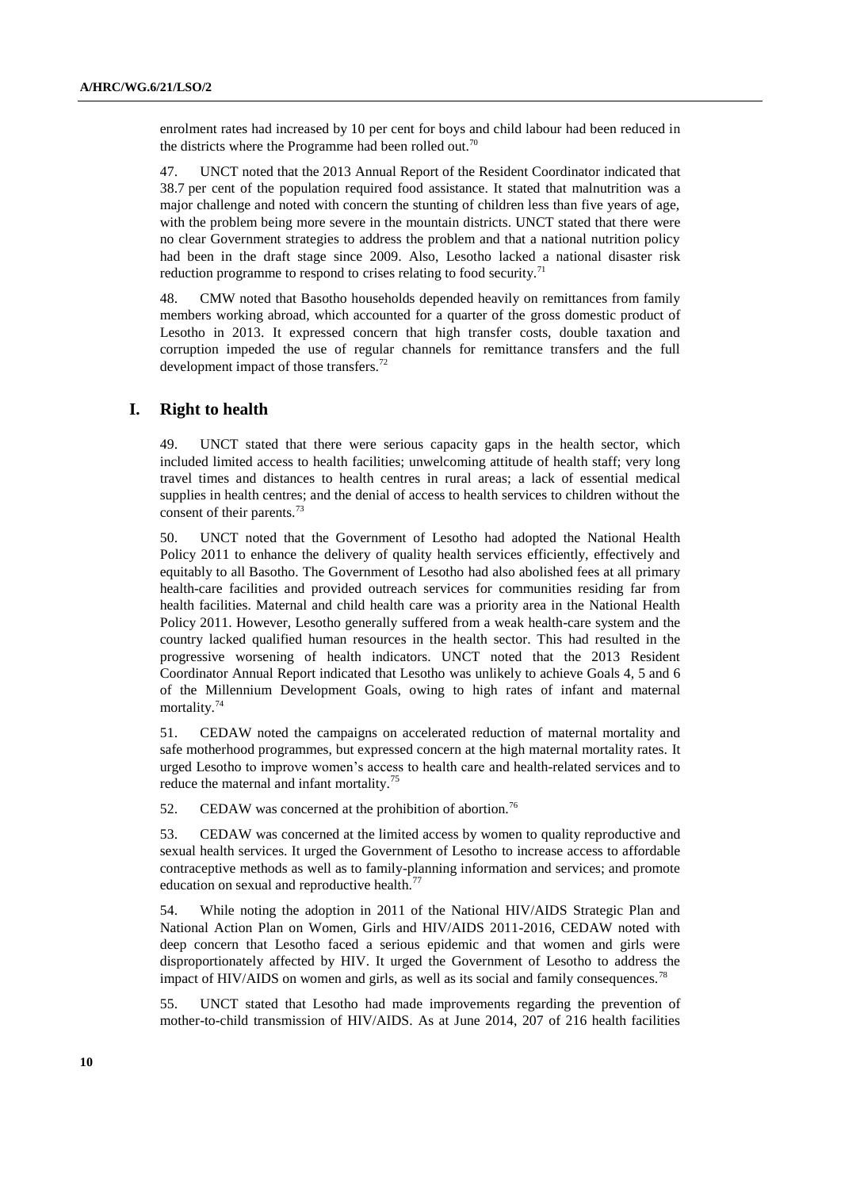enrolment rates had increased by 10 per cent for boys and child labour had been reduced in the districts where the Programme had been rolled out.[70]

47. UNCT noted that the 2013 Annual Report of the Resident Coordinator indicated that 38.7 per cent of the population required food assistance. It stated that malnutrition was a major challenge and noted with concern the stunting of children less than five years of age, with the problem being more severe in the mountain districts. UNCT stated that there were no clear Government strategies to address the problem and that a national nutrition policy had been in the draft stage since 2009. Also, Lesotho lacked a national disaster risk reduction programme to respond to crises relating to food security.[71]

48. CMW noted that Basotho households depended heavily on remittances from family members working abroad, which accounted for a quarter of the gross domestic product of Lesotho in 2013. It expressed concern that high transfer costs, double taxation and corruption impeded the use of regular channels for remittance transfers and the full development impact of those transfers.[72]

## I. Right to health

49. UNCT stated that there were serious capacity gaps in the health sector, which included limited access to health facilities; unwelcoming attitude of health staff; very long travel times and distances to health centres in rural areas; a lack of essential medical supplies in health centres; and the denial of access to health services to children without the consent of their parents.[73]

50. UNCT noted that the Government of Lesotho had adopted the National Health Policy 2011 to enhance the delivery of quality health services efficiently, effectively and equitably to all Basotho. The Government of Lesotho had also abolished fees at all primary health-care facilities and provided outreach services for communities residing far from health facilities. Maternal and child health care was a priority area in the National Health Policy 2011. However, Lesotho generally suffered from a weak health-care system and the country lacked qualified human resources in the health sector. This had resulted in the progressive worsening of health indicators. UNCT noted that the 2013 Resident Coordinator Annual Report indicated that Lesotho was unlikely to achieve Goals 4, 5 and 6 of the Millennium Development Goals, owing to high rates of infant and maternal mortality.[74]

51. CEDAW noted the campaigns on accelerated reduction of maternal mortality and safe motherhood programmes, but expressed concern at the high maternal mortality rates. It urged Lesotho to improve women's access to health care and health-related services and to reduce the maternal and infant mortality.[75]

52. CEDAW was concerned at the prohibition of abortion.[76]

53. CEDAW was concerned at the limited access by women to quality reproductive and sexual health services. It urged the Government of Lesotho to increase access to affordable contraceptive methods as well as to family-planning information and services; and promote education on sexual and reproductive health.[77]

54. While noting the adoption in 2011 of the National HIV/AIDS Strategic Plan and National Action Plan on Women, Girls and HIV/AIDS 2011-2016, CEDAW noted with deep concern that Lesotho faced a serious epidemic and that women and girls were disproportionately affected by HIV. It urged the Government of Lesotho to address the impact of HIV/AIDS on women and girls, as well as its social and family consequences.[78]

55. UNCT stated that Lesotho had made improvements regarding the prevention of mother-to-child transmission of HIV/AIDS. As at June 2014, 207 of 216 health facilities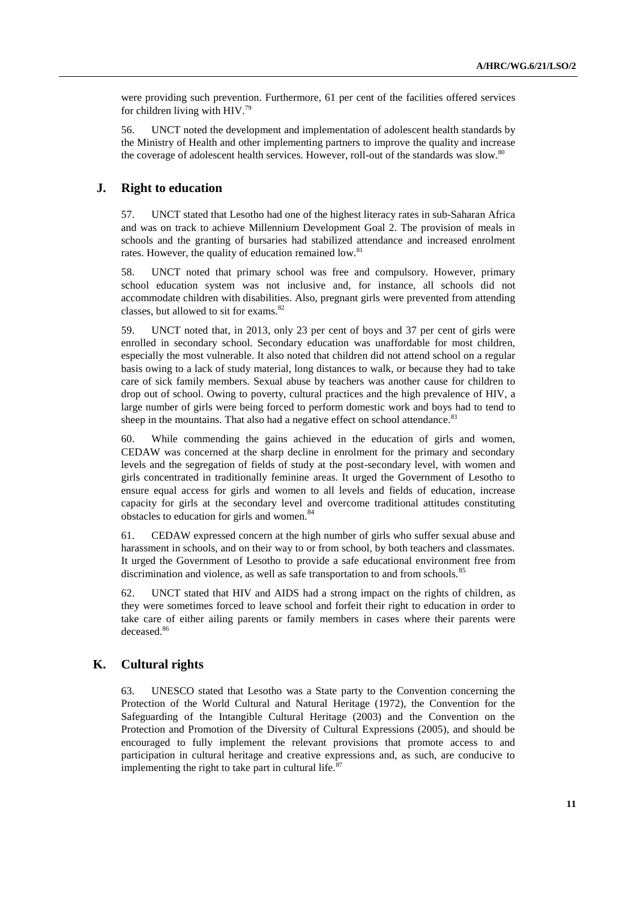were providing such prevention. Furthermore, 61 per cent of the facilities offered services for children living with HIV.[79]

56. UNCT noted the development and implementation of adolescent health standards by the Ministry of Health and other implementing partners to improve the quality and increase the coverage of adolescent health services. However, roll-out of the standards was slow.[80]

## J. Right to education

57. UNCT stated that Lesotho had one of the highest literacy rates in sub-Saharan Africa and was on track to achieve Millennium Development Goal 2. The provision of meals in schools and the granting of bursaries had stabilized attendance and increased enrolment rates. However, the quality of education remained low.[81]

58. UNCT noted that primary school was free and compulsory. However, primary school education system was not inclusive and, for instance, all schools did not accommodate children with disabilities. Also, pregnant girls were prevented from attending classes, but allowed to sit for exams.[82]

59. UNCT noted that, in 2013, only 23 per cent of boys and 37 per cent of girls were enrolled in secondary school. Secondary education was unaffordable for most children, especially the most vulnerable. It also noted that children did not attend school on a regular basis owing to a lack of study material, long distances to walk, or because they had to take care of sick family members. Sexual abuse by teachers was another cause for children to drop out of school. Owing to poverty, cultural practices and the high prevalence of HIV, a large number of girls were being forced to perform domestic work and boys had to tend to sheep in the mountains. That also had a negative effect on school attendance.[83]

60. While commending the gains achieved in the education of girls and women, CEDAW was concerned at the sharp decline in enrolment for the primary and secondary levels and the segregation of fields of study at the post-secondary level, with women and girls concentrated in traditionally feminine areas. It urged the Government of Lesotho to ensure equal access for girls and women to all levels and fields of education, increase capacity for girls at the secondary level and overcome traditional attitudes constituting obstacles to education for girls and women.[84]

61. CEDAW expressed concern at the high number of girls who suffer sexual abuse and harassment in schools, and on their way to or from school, by both teachers and classmates. It urged the Government of Lesotho to provide a safe educational environment free from discrimination and violence, as well as safe transportation to and from schools.[85]

62. UNCT stated that HIV and AIDS had a strong impact on the rights of children, as they were sometimes forced to leave school and forfeit their right to education in order to take care of either ailing parents or family members in cases where their parents were deceased.[86]

## K. Cultural rights

63. UNESCO stated that Lesotho was a State party to the Convention concerning the Protection of the World Cultural and Natural Heritage (1972), the Convention for the Safeguarding of the Intangible Cultural Heritage (2003) and the Convention on the Protection and Promotion of the Diversity of Cultural Expressions (2005), and should be encouraged to fully implement the relevant provisions that promote access to and participation in cultural heritage and creative expressions and, as such, are conducive to implementing the right to take part in cultural life.[87]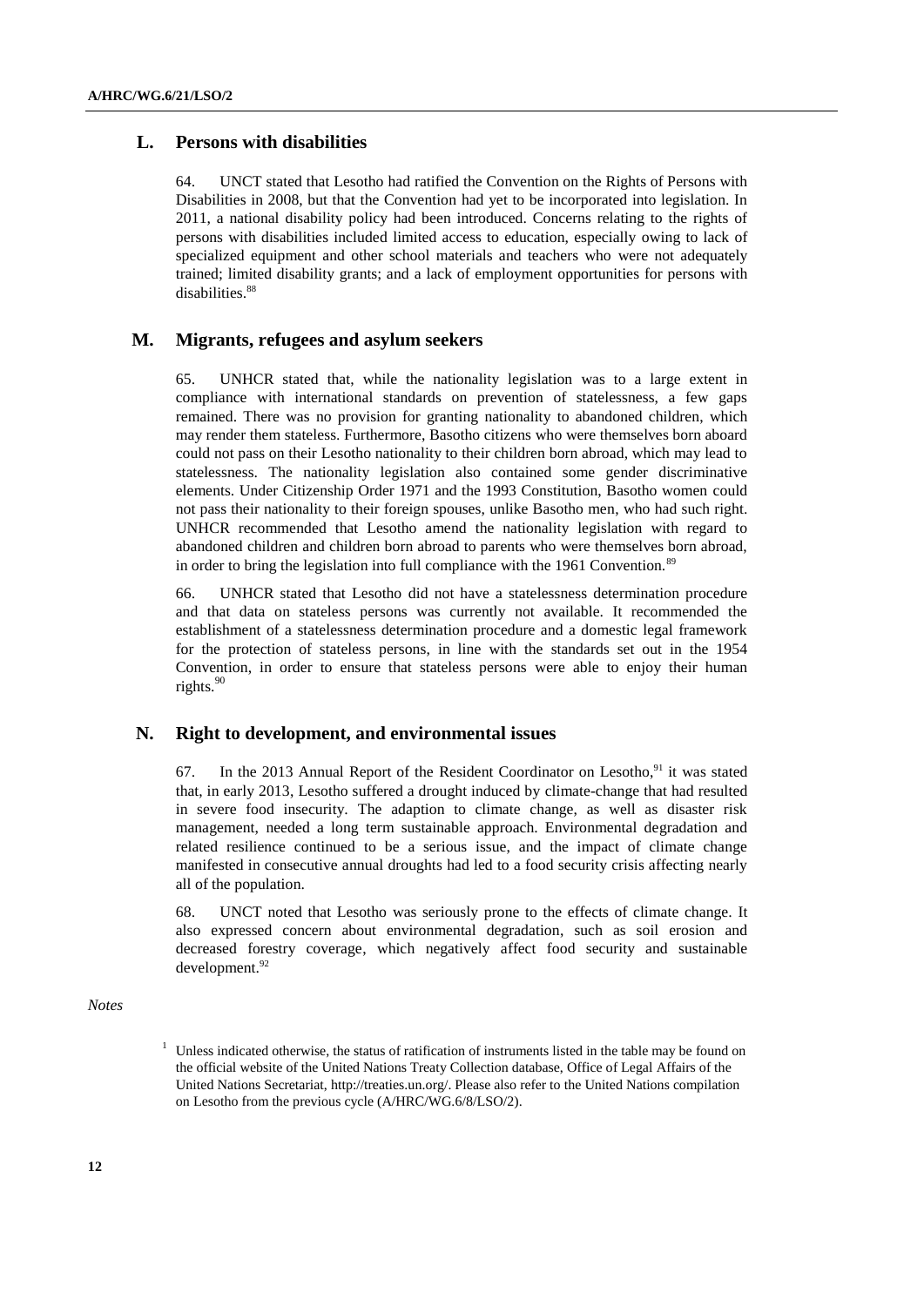## L. Persons with disabilities

64. UNCT stated that Lesotho had ratified the Convention on the Rights of Persons with Disabilities in 2008, but that the Convention had yet to be incorporated into legislation. In 2011, a national disability policy had been introduced. Concerns relating to the rights of persons with disabilities included limited access to education, especially owing to lack of specialized equipment and other school materials and teachers who were not adequately trained; limited disability grants; and a lack of employment opportunities for persons with disabilities.[88]

## M. Migrants, refugees and asylum seekers

65. UNHCR stated that, while the nationality legislation was to a large extent in compliance with international standards on prevention of statelessness, a few gaps remained. There was no provision for granting nationality to abandoned children, which may render them stateless. Furthermore, Basotho citizens who were themselves born aboard could not pass on their Lesotho nationality to their children born abroad, which may lead to statelessness. The nationality legislation also contained some gender discriminative elements. Under Citizenship Order 1971 and the 1993 Constitution, Basotho women could not pass their nationality to their foreign spouses, unlike Basotho men, who had such right. UNHCR recommended that Lesotho amend the nationality legislation with regard to abandoned children and children born abroad to parents who were themselves born abroad, in order to bring the legislation into full compliance with the 1961 Convention.[89]

66. UNHCR stated that Lesotho did not have a statelessness determination procedure and that data on stateless persons was currently not available. It recommended the establishment of a statelessness determination procedure and a domestic legal framework for the protection of stateless persons, in line with the standards set out in the 1954 Convention, in order to ensure that stateless persons were able to enjoy their human rights.[90]

## N. Right to development, and environmental issues

67. In the 2013 Annual Report of the Resident Coordinator on Lesotho,[91] it was stated that, in early 2013, Lesotho suffered a drought induced by climate-change that had resulted in severe food insecurity. The adaption to climate change, as well as disaster risk management, needed a long term sustainable approach. Environmental degradation and related resilience continued to be a serious issue, and the impact of climate change manifested in consecutive annual droughts had led to a food security crisis affecting nearly all of the population.

68. UNCT noted that Lesotho was seriously prone to the effects of climate change. It also expressed concern about environmental degradation, such as soil erosion and decreased forestry coverage, which negatively affect food security and sustainable development.[92]

*Notes*

[1] Unless indicated otherwise, the status of ratification of instruments listed in the table may be found on the official website of the United Nations Treaty Collection database, Office of Legal Affairs of the United Nations Secretariat, http://treaties.un.org/. Please also refer to the United Nations compilation on Lesotho from the previous cycle (A/HRC/WG.6/8/LSO/2).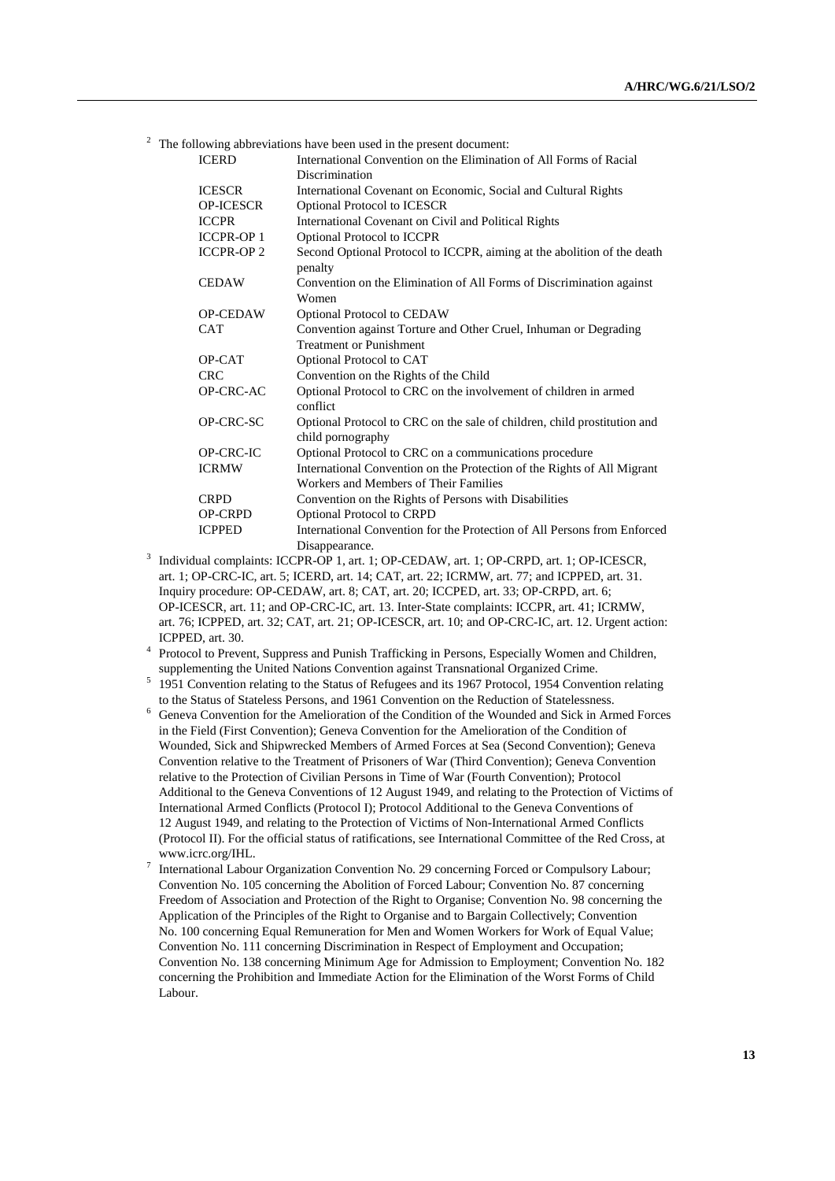[2] The following abbreviations have been used in the present document:

| | |
|---|---|
| ICERD | International Convention on the Elimination of All Forms of Racial Discrimination |
| ICESCR | International Covenant on Economic, Social and Cultural Rights |
| OP-ICESCR | Optional Protocol to ICESCR |
| ICCPR | International Covenant on Civil and Political Rights |
| ICCPR-OP 1 | Optional Protocol to ICCPR |
| ICCPR-OP 2 | Second Optional Protocol to ICCPR, aiming at the abolition of the death penalty |
| CEDAW | Convention on the Elimination of All Forms of Discrimination against Women |
| OP-CEDAW | Optional Protocol to CEDAW |
| CAT | Convention against Torture and Other Cruel, Inhuman or Degrading Treatment or Punishment |
| OP-CAT | Optional Protocol to CAT |
| CRC | Convention on the Rights of the Child |
| OP-CRC-AC | Optional Protocol to CRC on the involvement of children in armed conflict |
| OP-CRC-SC | Optional Protocol to CRC on the sale of children, child prostitution and child pornography |
| OP-CRC-IC | Optional Protocol to CRC on a communications procedure |
| ICRMW | International Convention on the Protection of the Rights of All Migrant Workers and Members of Their Families |
| CRPD | Convention on the Rights of Persons with Disabilities |
| OP-CRPD | Optional Protocol to CRPD |
| ICPPED | International Convention for the Protection of All Persons from Enforced Disappearance. |

[3] Individual complaints: ICCPR-OP 1, art. 1; OP-CEDAW, art. 1; OP-CRPD, art. 1; OP-ICESCR, art. 1; OP-CRC-IC, art. 5; ICERD, art. 14; CAT, art. 22; ICRMW, art. 77; and ICPPED, art. 31. Inquiry procedure: OP-CEDAW, art. 8; CAT, art. 20; ICCPED, art. 33; OP-CRPD, art. 6; OP-ICESCR, art. 11; and OP-CRC-IC, art. 13. Inter-State complaints: ICCPR, art. 41; ICRMW, art. 76; ICPPED, art. 32; CAT, art. 21; OP-ICESCR, art. 10; and OP-CRC-IC, art. 12. Urgent action: ICPPED, art. 30.

[4] Protocol to Prevent, Suppress and Punish Trafficking in Persons, Especially Women and Children, supplementing the United Nations Convention against Transnational Organized Crime.

[5] 1951 Convention relating to the Status of Refugees and its 1967 Protocol, 1954 Convention relating to the Status of Stateless Persons, and 1961 Convention on the Reduction of Statelessness.

[6] Geneva Convention for the Amelioration of the Condition of the Wounded and Sick in Armed Forces in the Field (First Convention); Geneva Convention for the Amelioration of the Condition of Wounded, Sick and Shipwrecked Members of Armed Forces at Sea (Second Convention); Geneva Convention relative to the Treatment of Prisoners of War (Third Convention); Geneva Convention relative to the Protection of Civilian Persons in Time of War (Fourth Convention); Protocol Additional to the Geneva Conventions of 12 August 1949, and relating to the Protection of Victims of International Armed Conflicts (Protocol I); Protocol Additional to the Geneva Conventions of 12 August 1949, and relating to the Protection of Victims of Non-International Armed Conflicts (Protocol II). For the official status of ratifications, see International Committee of the Red Cross, at www.icrc.org/IHL.

[7] International Labour Organization Convention No. 29 concerning Forced or Compulsory Labour; Convention No. 105 concerning the Abolition of Forced Labour; Convention No. 87 concerning Freedom of Association and Protection of the Right to Organise; Convention No. 98 concerning the Application of the Principles of the Right to Organise and to Bargain Collectively; Convention No. 100 concerning Equal Remuneration for Men and Women Workers for Work of Equal Value; Convention No. 111 concerning Discrimination in Respect of Employment and Occupation; Convention No. 138 concerning Minimum Age for Admission to Employment; Convention No. 182 concerning the Prohibition and Immediate Action for the Elimination of the Worst Forms of Child Labour.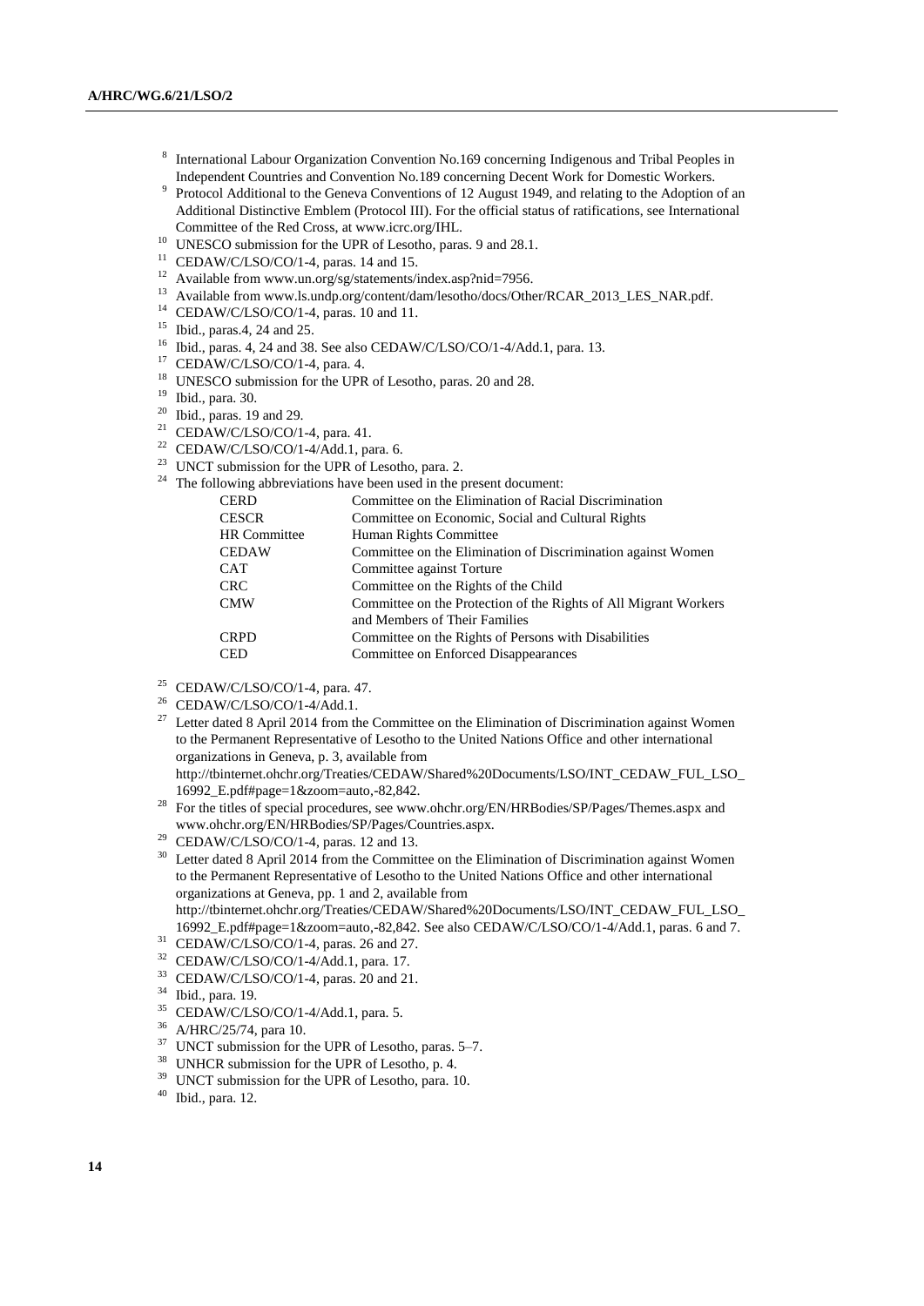[8] International Labour Organization Convention No.169 concerning Indigenous and Tribal Peoples in Independent Countries and Convention No.189 concerning Decent Work for Domestic Workers.

[9] Protocol Additional to the Geneva Conventions of 12 August 1949, and relating to the Adoption of an Additional Distinctive Emblem (Protocol III). For the official status of ratifications, see International Committee of the Red Cross, at www.icrc.org/IHL.

[10] UNESCO submission for the UPR of Lesotho, paras. 9 and 28.1.

[11] CEDAW/C/LSO/CO/1-4, paras. 14 and 15.

[12] Available from www.un.org/sg/statements/index.asp?nid=7956.

[13] Available from www.ls.undp.org/content/dam/lesotho/docs/Other/RCAR_2013_LES_NAR.pdf.

[14] CEDAW/C/LSO/CO/1-4, paras. 10 and 11.

[15] Ibid., paras.4, 24 and 25.

[16] Ibid., paras. 4, 24 and 38. See also CEDAW/C/LSO/CO/1-4/Add.1, para. 13.

[17] CEDAW/C/LSO/CO/1-4, para. 4.

[18] UNESCO submission for the UPR of Lesotho, paras. 20 and 28.

[19] Ibid., para. 30.

[20] Ibid., paras. 19 and 29.

[21] CEDAW/C/LSO/CO/1-4, para. 41.

[22] CEDAW/C/LSO/CO/1-4/Add.1, para. 6.

[23] UNCT submission for the UPR of Lesotho, para. 2.

[24] The following abbreviations have been used in the present document:

| | |
|---|---|
| CERD | Committee on the Elimination of Racial Discrimination |
| CESCR | Committee on Economic, Social and Cultural Rights |
| HR Committee | Human Rights Committee |
| CEDAW | Committee on the Elimination of Discrimination against Women |
| CAT | Committee against Torture |
| CRC | Committee on the Rights of the Child |
| CMW | Committee on the Protection of the Rights of All Migrant Workers and Members of Their Families |
| CRPD | Committee on the Rights of Persons with Disabilities |
| CED | Committee on Enforced Disappearances |

[25] CEDAW/C/LSO/CO/1-4, para. 47.

[26] CEDAW/C/LSO/CO/1-4/Add.1.

[27] Letter dated 8 April 2014 from the Committee on the Elimination of Discrimination against Women to the Permanent Representative of Lesotho to the United Nations Office and other international organizations in Geneva, p. 3, available from http://tbinternet.ohchr.org/Treaties/CEDAW/Shared%20Documents/LSO/INT_CEDAW_FUL_LSO_16992_E.pdf#page=1&zoom=auto,-82,842.

[28] For the titles of special procedures, see www.ohchr.org/EN/HRBodies/SP/Pages/Themes.aspx and www.ohchr.org/EN/HRBodies/SP/Pages/Countries.aspx.

[29] CEDAW/C/LSO/CO/1-4, paras. 12 and 13.

[30] Letter dated 8 April 2014 from the Committee on the Elimination of Discrimination against Women to the Permanent Representative of Lesotho to the United Nations Office and other international organizations at Geneva, pp. 1 and 2, available from http://tbinternet.ohchr.org/Treaties/CEDAW/Shared%20Documents/LSO/INT_CEDAW_FUL_LSO_16992_E.pdf#page=1&zoom=auto,-82,842. See also CEDAW/C/LSO/CO/1-4/Add.1, paras. 6 and 7.

[31] CEDAW/C/LSO/CO/1-4, paras. 26 and 27.

[32] CEDAW/C/LSO/CO/1-4/Add.1, para. 17.

[33] CEDAW/C/LSO/CO/1-4, paras. 20 and 21.

[34] Ibid., para. 19.

[35] CEDAW/C/LSO/CO/1-4/Add.1, para. 5.

[36] A/HRC/25/74, para 10.

[37] UNCT submission for the UPR of Lesotho, paras. 5–7.

[38] UNHCR submission for the UPR of Lesotho, p. 4.

[39] UNCT submission for the UPR of Lesotho, para. 10.

[40] Ibid., para. 12.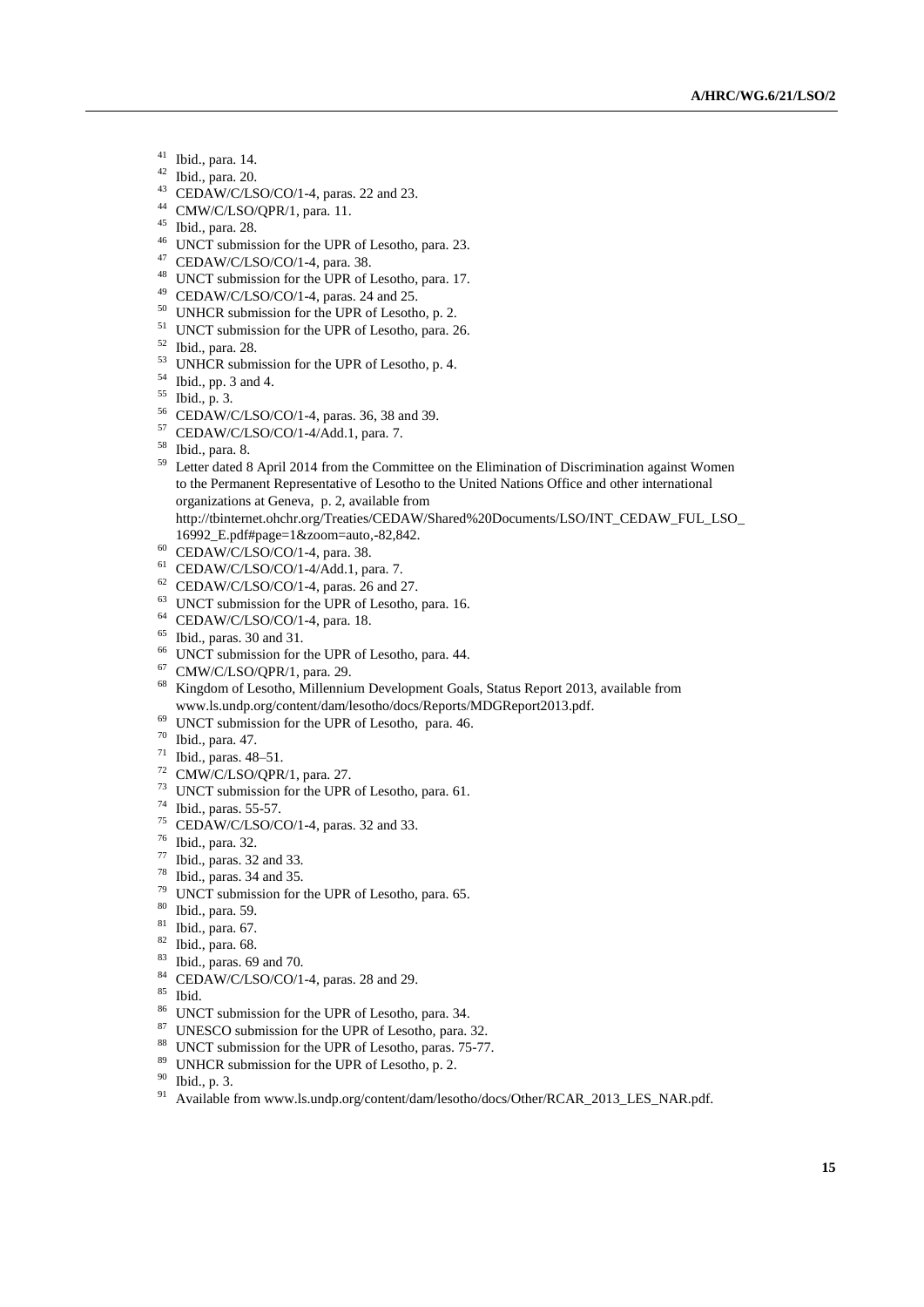[41] Ibid., para. 14.
[42] Ibid., para. 20.
[43] CEDAW/C/LSO/CO/1-4, paras. 22 and 23.
[44] CMW/C/LSO/QPR/1, para. 11.
[45] Ibid., para. 28.
[46] UNCT submission for the UPR of Lesotho, para. 23.
[47] CEDAW/C/LSO/CO/1-4, para. 38.
[48] UNCT submission for the UPR of Lesotho, para. 17.
[49] CEDAW/C/LSO/CO/1-4, paras. 24 and 25.
[50] UNHCR submission for the UPR of Lesotho, p. 2.
[51] UNCT submission for the UPR of Lesotho, para. 26.
[52] Ibid., para. 28.
[53] UNHCR submission for the UPR of Lesotho, p. 4.
[54] Ibid., pp. 3 and 4.
[55] Ibid., p. 3.
[56] CEDAW/C/LSO/CO/1-4, paras. 36, 38 and 39.
[57] CEDAW/C/LSO/CO/1-4/Add.1, para. 7.
[58] Ibid., para. 8.
[59] Letter dated 8 April 2014 from the Committee on the Elimination of Discrimination against Women to the Permanent Representative of Lesotho to the United Nations Office and other international organizations at Geneva, p. 2, available from http://tbinternet.ohchr.org/Treaties/CEDAW/Shared%20Documents/LSO/INT_CEDAW_FUL_LSO_16992_E.pdf#page=1&zoom=auto,-82,842.
[60] CEDAW/C/LSO/CO/1-4, para. 38.
[61] CEDAW/C/LSO/CO/1-4/Add.1, para. 7.
[62] CEDAW/C/LSO/CO/1-4, paras. 26 and 27.
[63] UNCT submission for the UPR of Lesotho, para. 16.
[64] CEDAW/C/LSO/CO/1-4, para. 18.
[65] Ibid., paras. 30 and 31.
[66] UNCT submission for the UPR of Lesotho, para. 44.
[67] CMW/C/LSO/QPR/1, para. 29.
[68] Kingdom of Lesotho, Millennium Development Goals, Status Report 2013, available from www.ls.undp.org/content/dam/lesotho/docs/Reports/MDGReport2013.pdf.
[69] UNCT submission for the UPR of Lesotho, para. 46.
[70] Ibid., para. 47.
[71] Ibid., paras. 48–51.
[72] CMW/C/LSO/QPR/1, para. 27.
[73] UNCT submission for the UPR of Lesotho, para. 61.
[74] Ibid., paras. 55-57.
[75] CEDAW/C/LSO/CO/1-4, paras. 32 and 33.
[76] Ibid., para. 32.
[77] Ibid., paras. 32 and 33.
[78] Ibid., paras. 34 and 35.
[79] UNCT submission for the UPR of Lesotho, para. 65.
[80] Ibid., para. 59.
[81] Ibid., para. 67.
[82] Ibid., para. 68.
[83] Ibid., paras. 69 and 70.
[84] CEDAW/C/LSO/CO/1-4, paras. 28 and 29.
[85] Ibid.
[86] UNCT submission for the UPR of Lesotho, para. 34.
[87] UNESCO submission for the UPR of Lesotho, para. 32.
[88] UNCT submission for the UPR of Lesotho, paras. 75-77.
[89] UNHCR submission for the UPR of Lesotho, p. 2.
[90] Ibid., p. 3.
[91] Available from www.ls.undp.org/content/dam/lesotho/docs/Other/RCAR_2013_LES_NAR.pdf.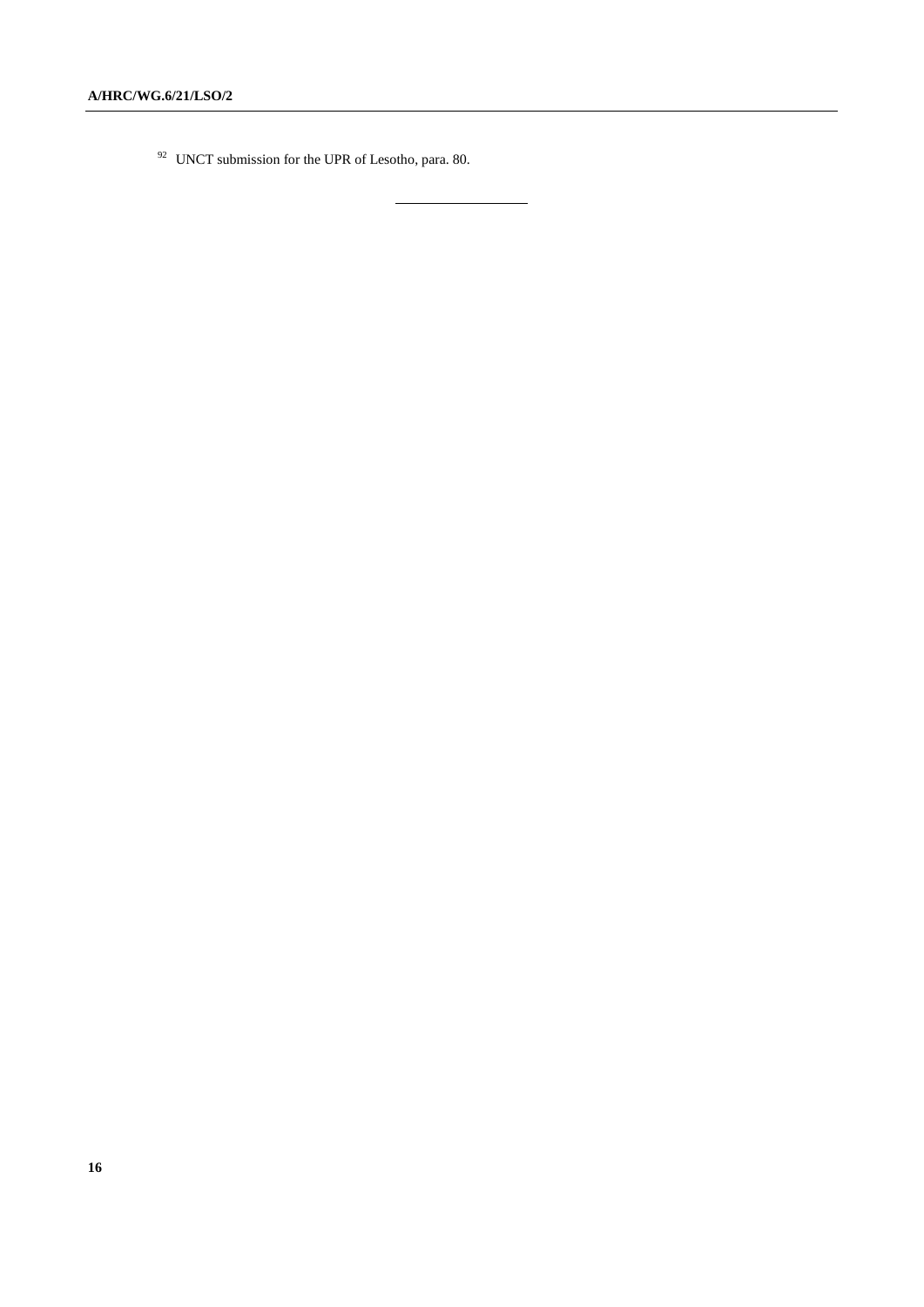[92] UNCT submission for the UPR of Lesotho, para. 80.